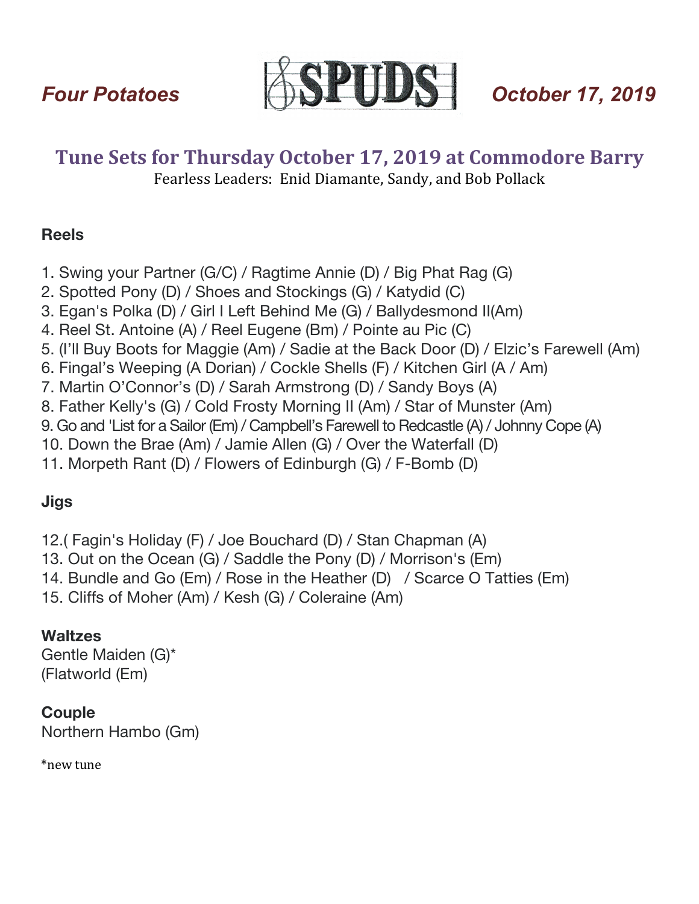*Four Potatoes* **SPUDS** *October 17, 2019*

# Tune Sets for Thursday October 17, 2019 at Commodore Barry

Fearless Leaders: Enid Diamante, Sandy, and Bob Pollack

### Reels

1. Swing your Partner (G/C) / Ragtime Annie (D) / Big Phat Rag (G)
2. Spotted Pony (D) / Shoes and Stockings (G) / Katydid (C)
3. Egan's Polka (D) / Girl I Left Behind Me (G) / Ballydesmond II(Am)
4. Reel St. Antoine (A) / Reel Eugene (Bm) / Pointe au Pic (C)
5. (I'll Buy Boots for Maggie (Am) / Sadie at the Back Door (D) / Elzic's Farewell (Am)
6. Fingal's Weeping (A Dorian) / Cockle Shells (F) / Kitchen Girl (A / Am)
7. Martin O'Connor's (D) / Sarah Armstrong (D) / Sandy Boys (A)
8. Father Kelly's (G) / Cold Frosty Morning II (Am) / Star of Munster (Am)
9. Go and 'List for a Sailor (Em) / Campbell's Farewell to Redcastle (A) / Johnny Cope (A)
10. Down the Brae (Am) / Jamie Allen (G) / Over the Waterfall (D)
11. Morpeth Rant (D) / Flowers of Edinburgh (G) / F-Bomb (D)

### Jigs

12. ( Fagin's Holiday (F) / Joe Bouchard (D) / Stan Chapman (A)
13. Out on the Ocean (G) / Saddle the Pony (D) / Morrison's (Em)
14. Bundle and Go (Em) / Rose in the Heather (D) / Scarce O Tatties (Em)
15. Cliffs of Moher (Am) / Kesh (G) / Coleraine (Am)

### Waltzes

Gentle Maiden (G)*
(Flatworld (Em)

### Couple

Northern Hambo (Gm)

*new tune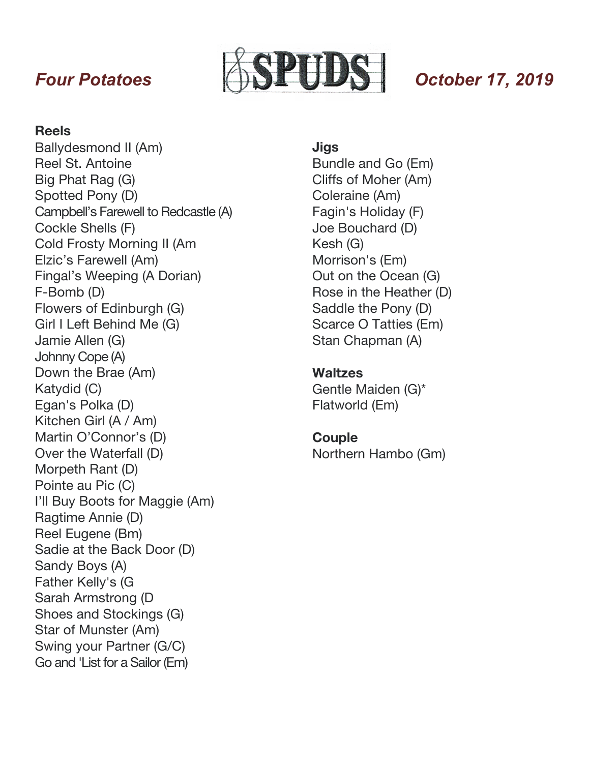*Four Potatoes* SPUDS *October 17, 2019*

**Reels**

Ballydesmond II (Am)
Reel St. Antoine
Big Phat Rag (G)
Spotted Pony (D)
Campbell's Farewell to Redcastle (A)
Cockle Shells (F)
Cold Frosty Morning II (Am
Elzic's Farewell (Am)
Fingal's Weeping (A Dorian)
F-Bomb (D)
Flowers of Edinburgh (G)
Girl I Left Behind Me (G)
Jamie Allen (G)
Johnny Cope (A)
Down the Brae (Am)
Katydid (C)
Egan's Polka (D)
Kitchen Girl (A / Am)
Martin O'Connor's (D)
Over the Waterfall (D)
Morpeth Rant (D)
Pointe au Pic (C)
I'll Buy Boots for Maggie (Am)
Ragtime Annie (D)
Reel Eugene (Bm)
Sadie at the Back Door (D)
Sandy Boys (A)
Father Kelly's (G
Sarah Armstrong (D
Shoes and Stockings (G)
Star of Munster (Am)
Swing your Partner (G/C)
Go and 'List for a Sailor (Em)

**Jigs**

Bundle and Go (Em)
Cliffs of Moher (Am)
Coleraine (Am)
Fagin's Holiday (F)
Joe Bouchard (D)
Kesh (G)
Morrison's (Em)
Out on the Ocean (G)
Rose in the Heather (D)
Saddle the Pony (D)
Scarce O Tatties (Em)
Stan Chapman (A)

**Waltzes**

Gentle Maiden (G)*
Flatworld (Em)

**Couple**

Northern Hambo (Gm)